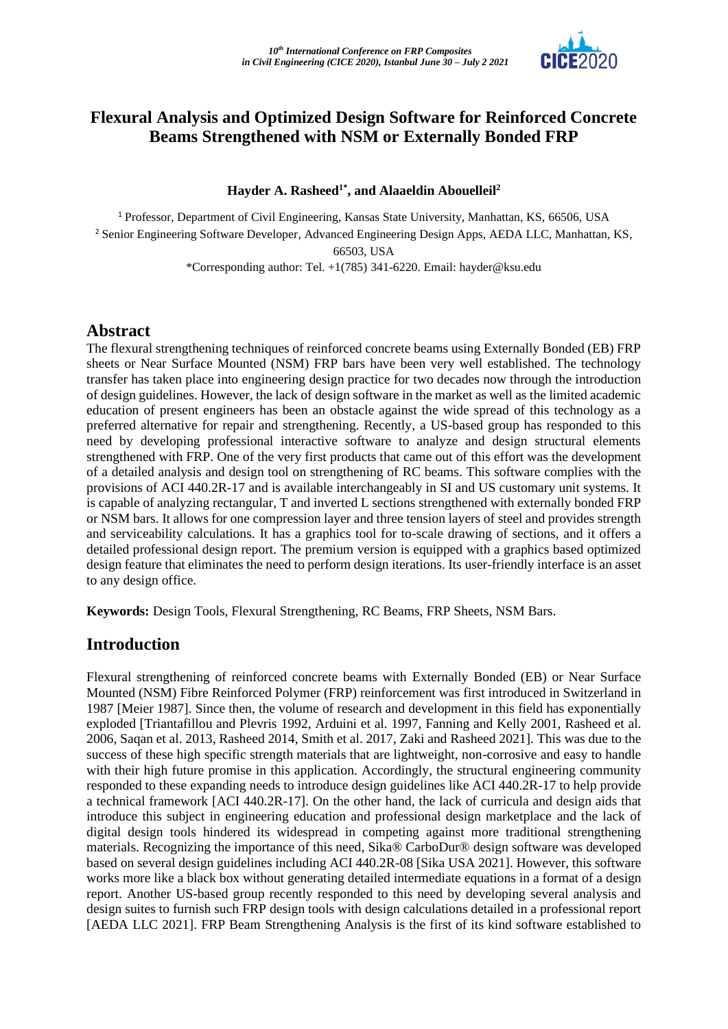# Flexural Analysis and Optimized Design Software for Reinforced Concrete Beams Strengthened with NSM or Externally Bonded FRP

**Hayder A. Rasheed[1*], and Alaaeldin Abouelleil[2]**

[1] Professor, Department of Civil Engineering, Kansas State University, Manhattan, KS, 66506, USA

[2] Senior Engineering Software Developer, Advanced Engineering Design Apps, AEDA LLC, Manhattan, KS, 66503, USA

*Corresponding author: Tel. +1(785) 341-6220. Email: hayder@ksu.edu

## Abstract

The flexural strengthening techniques of reinforced concrete beams using Externally Bonded (EB) FRP sheets or Near Surface Mounted (NSM) FRP bars have been very well established. The technology transfer has taken place into engineering design practice for two decades now through the introduction of design guidelines. However, the lack of design software in the market as well as the limited academic education of present engineers has been an obstacle against the wide spread of this technology as a preferred alternative for repair and strengthening. Recently, a US-based group has responded to this need by developing professional interactive software to analyze and design structural elements strengthened with FRP. One of the very first products that came out of this effort was the development of a detailed analysis and design tool on strengthening of RC beams. This software complies with the provisions of ACI 440.2R-17 and is available interchangeably in SI and US customary unit systems. It is capable of analyzing rectangular, T and inverted L sections strengthened with externally bonded FRP or NSM bars. It allows for one compression layer and three tension layers of steel and provides strength and serviceability calculations. It has a graphics tool for to-scale drawing of sections, and it offers a detailed professional design report. The premium version is equipped with a graphics based optimized design feature that eliminates the need to perform design iterations. Its user-friendly interface is an asset to any design office.

**Keywords:** Design Tools, Flexural Strengthening, RC Beams, FRP Sheets, NSM Bars.

## Introduction

Flexural strengthening of reinforced concrete beams with Externally Bonded (EB) or Near Surface Mounted (NSM) Fibre Reinforced Polymer (FRP) reinforcement was first introduced in Switzerland in 1987 [Meier 1987]. Since then, the volume of research and development in this field has exponentially exploded [Triantafillou and Plevris 1992, Arduini et al. 1997, Fanning and Kelly 2001, Rasheed et al. 2006, Saqan et al. 2013, Rasheed 2014, Smith et al. 2017, Zaki and Rasheed 2021]. This was due to the success of these high specific strength materials that are lightweight, non-corrosive and easy to handle with their high future promise in this application. Accordingly, the structural engineering community responded to these expanding needs to introduce design guidelines like ACI 440.2R-17 to help provide a technical framework [ACI 440.2R-17]. On the other hand, the lack of curricula and design aids that introduce this subject in engineering education and professional design marketplace and the lack of digital design tools hindered its widespread in competing against more traditional strengthening materials. Recognizing the importance of this need, Sika® CarboDur® design software was developed based on several design guidelines including ACI 440.2R-08 [Sika USA 2021]. However, this software works more like a black box without generating detailed intermediate equations in a format of a design report. Another US-based group recently responded to this need by developing several analysis and design suites to furnish such FRP design tools with design calculations detailed in a professional report [AEDA LLC 2021]. FRP Beam Strengthening Analysis is the first of its kind software established to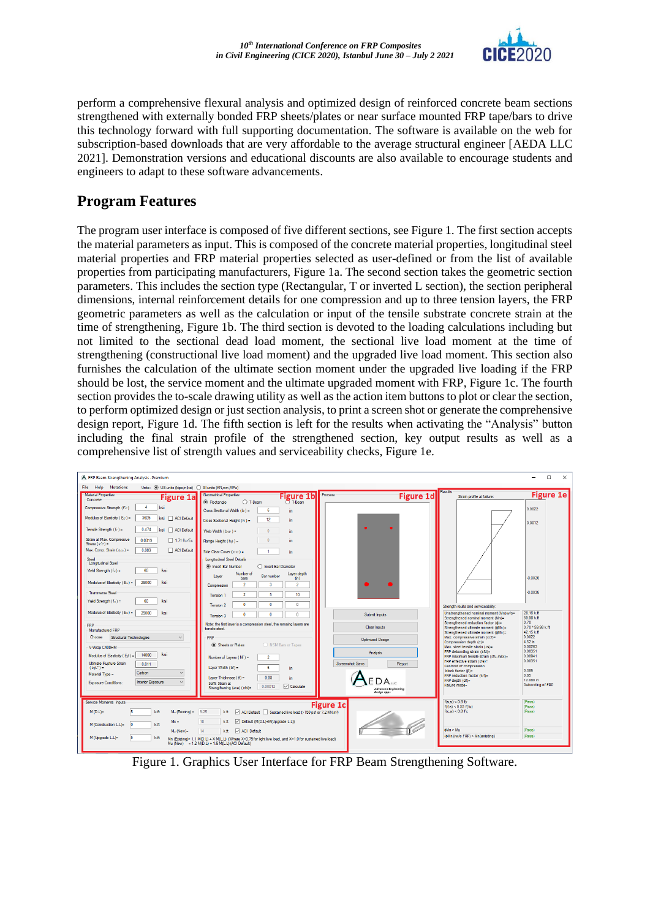perform a comprehensive flexural analysis and optimized design of reinforced concrete beam sections strengthened with externally bonded FRP sheets/plates or near surface mounted FRP tape/bars to drive this technology forward with full supporting documentation. The software is available on the web for subscription-based downloads that are very affordable to the average structural engineer [AEDA LLC 2021]. Demonstration versions and educational discounts are also available to encourage students and engineers to adapt to these software advancements.

## Program Features

The program user interface is composed of five different sections, see Figure 1. The first section accepts the material parameters as input. This is composed of the concrete material properties, longitudinal steel material properties and FRP material properties selected as user-defined or from the list of available properties from participating manufacturers, Figure 1a. The second section takes the geometric section parameters. This includes the section type (Rectangular, T or inverted L section), the section peripheral dimensions, internal reinforcement details for one compression and up to three tension layers, the FRP geometric parameters as well as the calculation or input of the tensile substrate concrete strain at the time of strengthening, Figure 1b. The third section is devoted to the loading calculations including but not limited to the sectional dead load moment, the sectional live load moment at the time of strengthening (constructional live load moment) and the upgraded live load moment. This section also furnishes the calculation of the ultimate section moment under the upgraded live loading if the FRP should be lost, the service moment and the ultimate upgraded moment with FRP, Figure 1c. The fourth section provides the to-scale drawing utility as well as the action item buttons to plot or clear the section, to perform optimized design or just section analysis, to print a screen shot or generate the comprehensive design report, Figure 1d. The fifth section is left for the results when activating the "Analysis" button including the final strain profile of the strengthened section, key output results as well as a comprehensive list of strength values and serviceability checks, Figure 1e.

Figure 1. Graphics User Interface for FRP Beam Strengthening Software.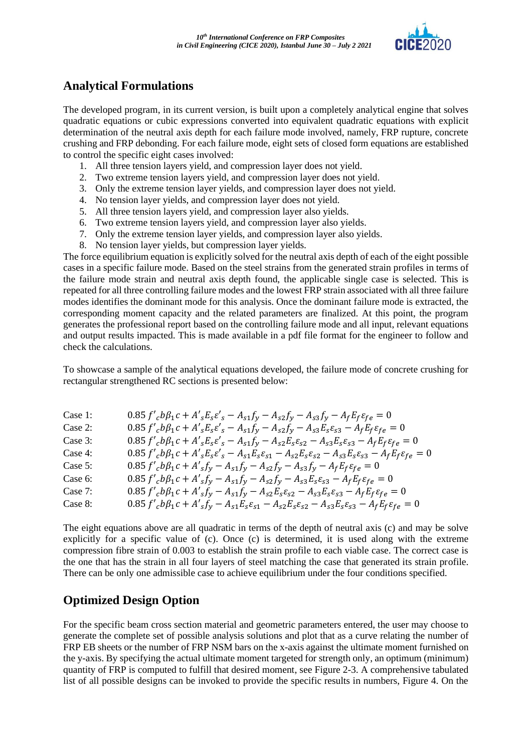## Analytical Formulations

The developed program, in its current version, is built upon a completely analytical engine that solves quadratic equations or cubic expressions converted into equivalent quadratic equations with explicit determination of the neutral axis depth for each failure mode involved, namely, FRP rupture, concrete crushing and FRP debonding. For each failure mode, eight sets of closed form equations are established to control the specific eight cases involved:

1. All three tension layers yield, and compression layer does not yield.
2. Two extreme tension layers yield, and compression layer does not yield.
3. Only the extreme tension layer yields, and compression layer does not yield.
4. No tension layer yields, and compression layer does not yield.
5. All three tension layers yield, and compression layer also yields.
6. Two extreme tension layers yield, and compression layer also yields.
7. Only the extreme tension layer yields, and compression layer also yields.
8. No tension layer yields, but compression layer yields.

The force equilibrium equation is explicitly solved for the neutral axis depth of each of the eight possible cases in a specific failure mode. Based on the steel strains from the generated strain profiles in terms of the failure mode strain and neutral axis depth found, the applicable single case is selected. This is repeated for all three controlling failure modes and the lowest FRP strain associated with all three failure modes identifies the dominant mode for this analysis. Once the dominant failure mode is extracted, the corresponding moment capacity and the related parameters are finalized. At this point, the program generates the professional report based on the controlling failure mode and all input, relevant equations and output results impacted. This is made available in a pdf file format for the engineer to follow and check the calculations.

To showcase a sample of the analytical equations developed, the failure mode of concrete crushing for rectangular strengthened RC sections is presented below:

Case 1: $0.85\, f'_c b \beta_1 c + A'_s E_s \varepsilon'_s - A_{s1} f_y - A_{s2} f_y - A_{s3} f_y - A_f E_f \varepsilon_{fe} = 0$

Case 2: $0.85\, f'_c b \beta_1 c + A'_s E_s \varepsilon'_s - A_{s1} f_y - A_{s2} f_y - A_{s3} E_s \varepsilon_{s3} - A_f E_f \varepsilon_{fe} = 0$

Case 3: $0.85\, f'_c b \beta_1 c + A'_s E_s \varepsilon'_s - A_{s1} f_y - A_{s2} E_s \varepsilon_{s2} - A_{s3} E_s \varepsilon_{s3} - A_f E_f \varepsilon_{fe} = 0$

Case 4: $0.85\, f'_c b \beta_1 c + A'_s E_s \varepsilon'_s - A_{s1} E_s \varepsilon_{s1} - A_{s2} E_s \varepsilon_{s2} - A_{s3} E_s \varepsilon_{s3} - A_f E_f \varepsilon_{fe} = 0$

Case 5: $0.85\, f'_c b \beta_1 c + A'_s f_y - A_{s1} f_y - A_{s2} f_y - A_{s3} f_y - A_f E_f \varepsilon_{fe} = 0$

Case 6: $0.85\, f'_c b \beta_1 c + A'_s f_y - A_{s1} f_y - A_{s2} f_y - A_{s3} E_s \varepsilon_{s3} - A_f E_f \varepsilon_{fe} = 0$

Case 7: $0.85\, f'_c b \beta_1 c + A'_s f_y - A_{s1} f_y - A_{s2} E_s \varepsilon_{s2} - A_{s3} E_s \varepsilon_{s3} - A_f E_f \varepsilon_{fe} = 0$

Case 8: $0.85\, f'_c b \beta_1 c + A'_s f_y - A_{s1} E_s \varepsilon_{s1} - A_{s2} E_s \varepsilon_{s2} - A_{s3} E_s \varepsilon_{s3} - A_f E_f \varepsilon_{fe} = 0$

The eight equations above are all quadratic in terms of the depth of neutral axis (c) and may be solve explicitly for a specific value of (c). Once (c) is determined, it is used along with the extreme compression fibre strain of 0.003 to establish the strain profile to each viable case. The correct case is the one that has the strain in all four layers of steel matching the case that generated its strain profile. There can be only one admissible case to achieve equilibrium under the four conditions specified.

## Optimized Design Option

For the specific beam cross section material and geometric parameters entered, the user may choose to generate the complete set of possible analysis solutions and plot that as a curve relating the number of FRP EB sheets or the number of FRP NSM bars on the x-axis against the ultimate moment furnished on the y-axis. By specifying the actual ultimate moment targeted for strength only, an optimum (minimum) quantity of FRP is computed to fulfill that desired moment, see Figure 2-3. A comprehensive tabulated list of all possible designs can be invoked to provide the specific results in numbers, Figure 4. On the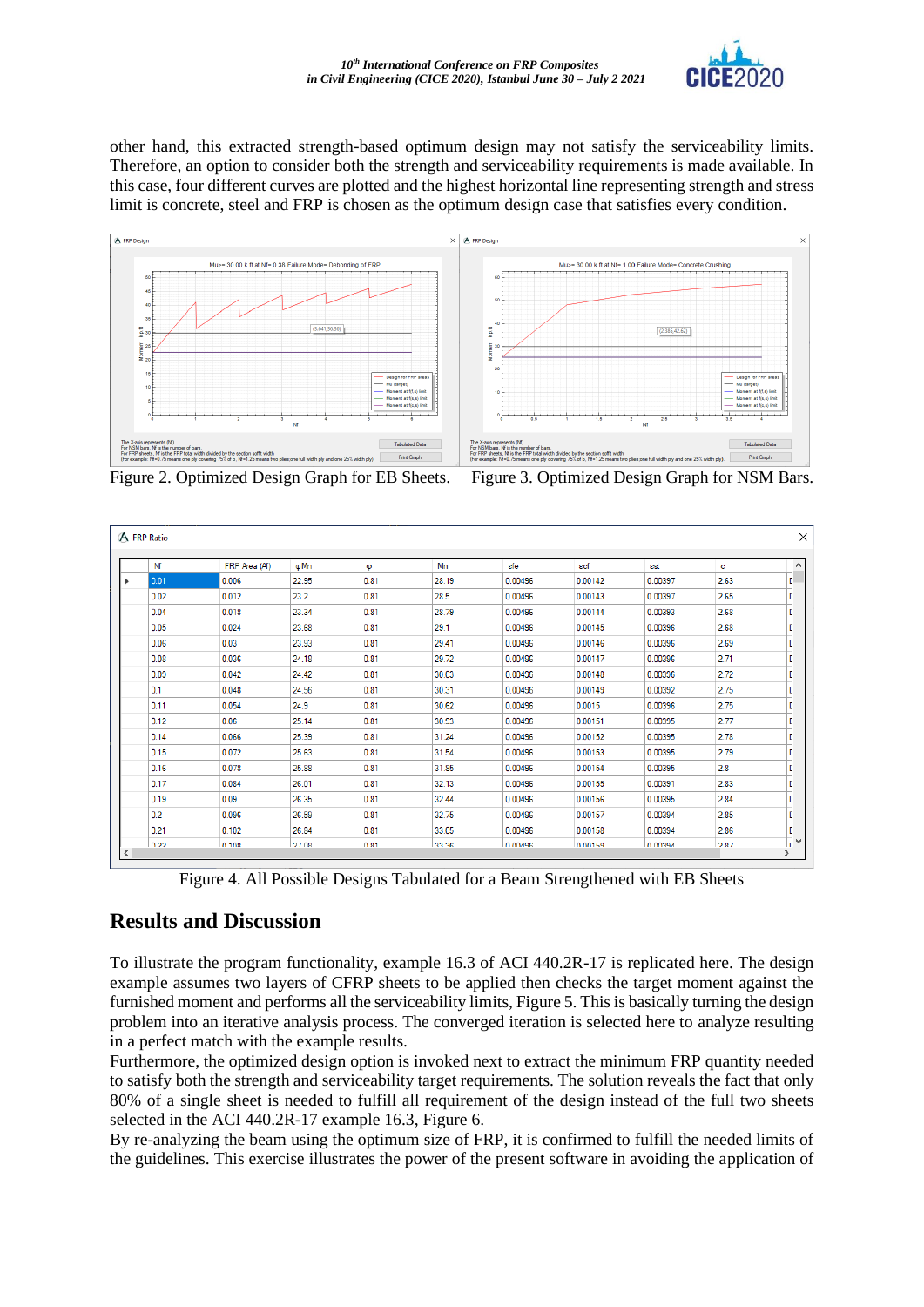other hand, this extracted strength-based optimum design may not satisfy the serviceability limits. Therefore, an option to consider both the strength and serviceability requirements is made available. In this case, four different curves are plotted and the highest horizontal line representing strength and stress limit is concrete, steel and FRP is chosen as the optimum design case that satisfies every condition.

Figure 2. Optimized Design Graph for EB Sheets.

Figure 3. Optimized Design Graph for NSM Bars.

| Nf | FRP Area (Af) | φMn | φ | Mn | εfe | εcf | εst | c |
|---|---|---|---|---|---|---|---|---|
| 0.01 | 0.006 | 22.95 | 0.81 | 28.19 | 0.00496 | 0.00142 | 0.00397 | 2.63 |
| 0.02 | 0.012 | 23.2 | 0.81 | 28.5 | 0.00496 | 0.00143 | 0.00397 | 2.65 |
| 0.04 | 0.018 | 23.34 | 0.81 | 28.79 | 0.00496 | 0.00144 | 0.00393 | 2.68 |
| 0.05 | 0.024 | 23.68 | 0.81 | 29.1 | 0.00496 | 0.00145 | 0.00396 | 2.68 |
| 0.06 | 0.03 | 23.93 | 0.81 | 29.41 | 0.00496 | 0.00146 | 0.00396 | 2.69 |
| 0.08 | 0.036 | 24.18 | 0.81 | 29.72 | 0.00496 | 0.00147 | 0.00396 | 2.71 |
| 0.09 | 0.042 | 24.42 | 0.81 | 30.03 | 0.00496 | 0.00148 | 0.00396 | 2.72 |
| 0.1 | 0.048 | 24.56 | 0.81 | 30.31 | 0.00496 | 0.00149 | 0.00392 | 2.75 |
| 0.11 | 0.054 | 24.9 | 0.81 | 30.62 | 0.00496 | 0.0015 | 0.00396 | 2.75 |
| 0.12 | 0.06 | 25.14 | 0.81 | 30.93 | 0.00496 | 0.00151 | 0.00395 | 2.77 |
| 0.14 | 0.066 | 25.39 | 0.81 | 31.24 | 0.00496 | 0.00152 | 0.00395 | 2.78 |
| 0.15 | 0.072 | 25.63 | 0.81 | 31.54 | 0.00496 | 0.00153 | 0.00395 | 2.79 |
| 0.16 | 0.078 | 25.88 | 0.81 | 31.85 | 0.00496 | 0.00154 | 0.00395 | 2.8 |
| 0.17 | 0.084 | 26.01 | 0.81 | 32.13 | 0.00496 | 0.00155 | 0.00391 | 2.83 |
| 0.19 | 0.09 | 26.35 | 0.81 | 32.44 | 0.00496 | 0.00156 | 0.00395 | 2.84 |
| 0.2 | 0.096 | 26.59 | 0.81 | 32.75 | 0.00496 | 0.00157 | 0.00394 | 2.85 |
| 0.21 | 0.102 | 26.84 | 0.81 | 33.05 | 0.00496 | 0.00158 | 0.00394 | 2.86 |
| 0.22 | 0.108 | 27.08 | 0.81 | 33.36 | 0.00496 | 0.00159 | 0.00394 | 2.87 |

Figure 4. All Possible Designs Tabulated for a Beam Strengthened with EB Sheets

## Results and Discussion

To illustrate the program functionality, example 16.3 of ACI 440.2R-17 is replicated here. The design example assumes two layers of CFRP sheets to be applied then checks the target moment against the furnished moment and performs all the serviceability limits, Figure 5. This is basically turning the design problem into an iterative analysis process. The converged iteration is selected here to analyze resulting in a perfect match with the example results.

Furthermore, the optimized design option is invoked next to extract the minimum FRP quantity needed to satisfy both the strength and serviceability target requirements. The solution reveals the fact that only 80% of a single sheet is needed to fulfill all requirement of the design instead of the full two sheets selected in the ACI 440.2R-17 example 16.3, Figure 6.

By re-analyzing the beam using the optimum size of FRP, it is confirmed to fulfill the needed limits of the guidelines. This exercise illustrates the power of the present software in avoiding the application of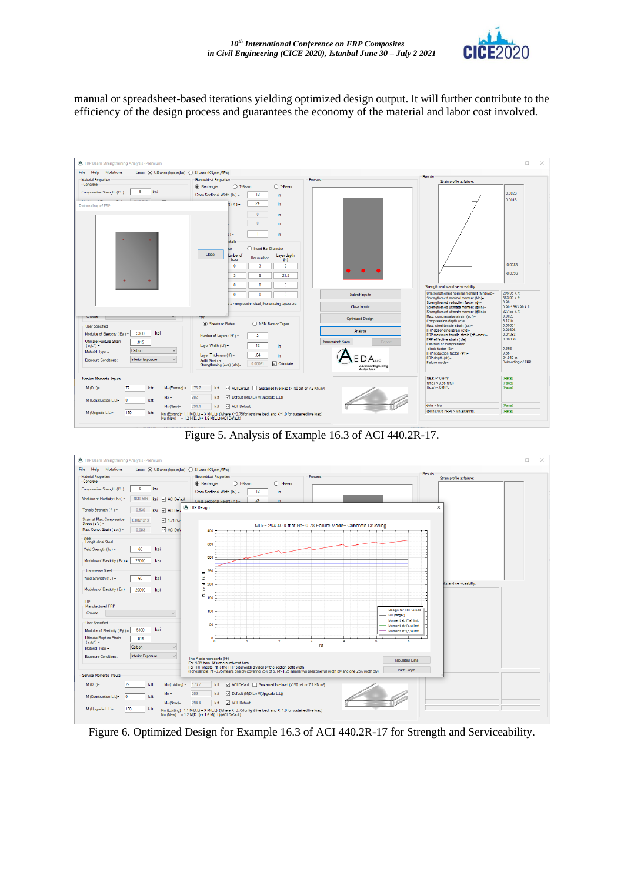manual or spreadsheet-based iterations yielding optimized design output. It will further contribute to the efficiency of the design process and guarantees the economy of the material and labor cost involved.

Figure 5. Analysis of Example 16.3 of ACI 440.2R-17.

Figure 6. Optimized Design for Example 16.3 of ACI 440.2R-17 for Strength and Serviceability.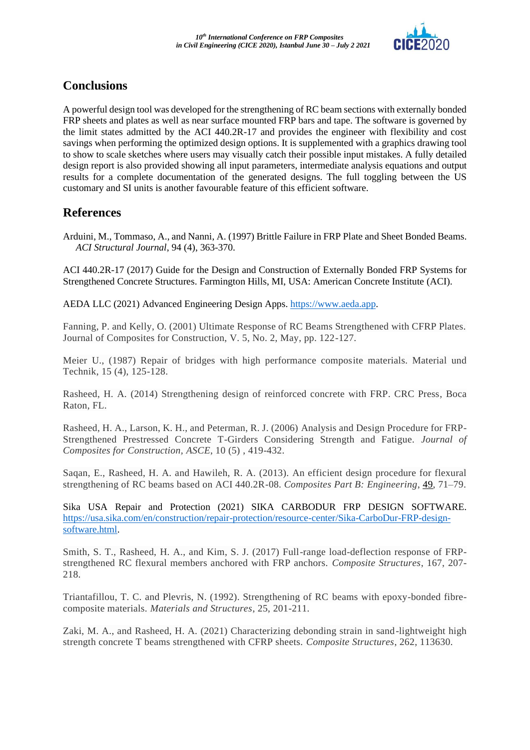## Conclusions

A powerful design tool was developed for the strengthening of RC beam sections with externally bonded FRP sheets and plates as well as near surface mounted FRP bars and tape. The software is governed by the limit states admitted by the ACI 440.2R-17 and provides the engineer with flexibility and cost savings when performing the optimized design options. It is supplemented with a graphics drawing tool to show to scale sketches where users may visually catch their possible input mistakes. A fully detailed design report is also provided showing all input parameters, intermediate analysis equations and output results for a complete documentation of the generated designs. The full toggling between the US customary and SI units is another favourable feature of this efficient software.

## References

Arduini, M., Tommaso, A., and Nanni, A. (1997) Brittle Failure in FRP Plate and Sheet Bonded Beams. *ACI Structural Journal*, 94 (4), 363-370.

ACI 440.2R-17 (2017) Guide for the Design and Construction of Externally Bonded FRP Systems for Strengthened Concrete Structures. Farmington Hills, MI, USA: American Concrete Institute (ACI).

AEDA LLC (2021) Advanced Engineering Design Apps. https://www.aeda.app.

Fanning, P. and Kelly, O. (2001) Ultimate Response of RC Beams Strengthened with CFRP Plates. Journal of Composites for Construction, V. 5, No. 2, May, pp. 122-127.

Meier U., (1987) Repair of bridges with high performance composite materials. Material und Technik, 15 (4), 125-128.

Rasheed, H. A. (2014) Strengthening design of reinforced concrete with FRP. CRC Press, Boca Raton, FL.

Rasheed, H. A., Larson, K. H., and Peterman, R. J. (2006) Analysis and Design Procedure for FRP-Strengthened Prestressed Concrete T-Girders Considering Strength and Fatigue. *Journal of Composites for Construction, ASCE*, 10 (5) , 419-432.

Saqan, E., Rasheed, H. A. and Hawileh, R. A. (2013). An efficient design procedure for flexural strengthening of RC beams based on ACI 440.2R-08. *Composites Part B: Engineering*, 49, 71–79.

Sika USA Repair and Protection (2021) SIKA CARBODUR FRP DESIGN SOFTWARE. https://usa.sika.com/en/construction/repair-protection/resource-center/Sika-CarboDur-FRP-design-software.html.

Smith, S. T., Rasheed, H. A., and Kim, S. J. (2017) Full-range load-deflection response of FRP-strengthened RC flexural members anchored with FRP anchors. *Composite Structures*, 167, 207-218.

Triantafillou, T. C. and Plevris, N. (1992). Strengthening of RC beams with epoxy-bonded fibre-composite materials. *Materials and Structures*, 25, 201-211.

Zaki, M. A., and Rasheed, H. A. (2021) Characterizing debonding strain in sand-lightweight high strength concrete T beams strengthened with CFRP sheets. *Composite Structures*, 262, 113630.